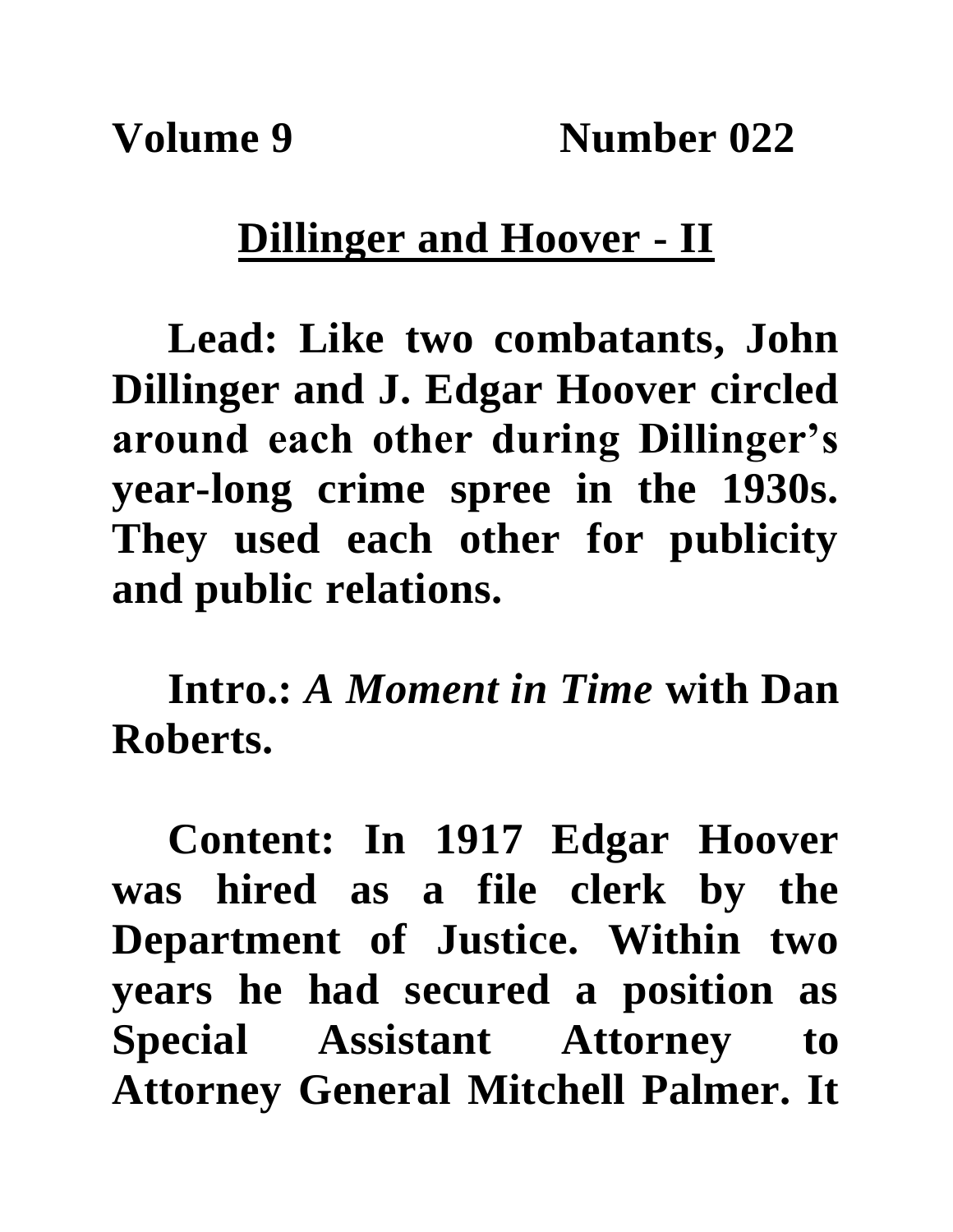**Volume 9 Number 022**

# Dillinger and Hoover - II

**Lead: Like two combatants, John Dillinger and J. Edgar Hoover circled around each other during Dillinger's year-long crime spree in the 1930s. They used each other for publicity and public relations.**

**Intro.: *A Moment in Time* with Dan Roberts.**

**Content: In 1917 Edgar Hoover was hired as a file clerk by the Department of Justice. Within two years he had secured a position as Special Assistant Attorney to Attorney General Mitchell Palmer. It**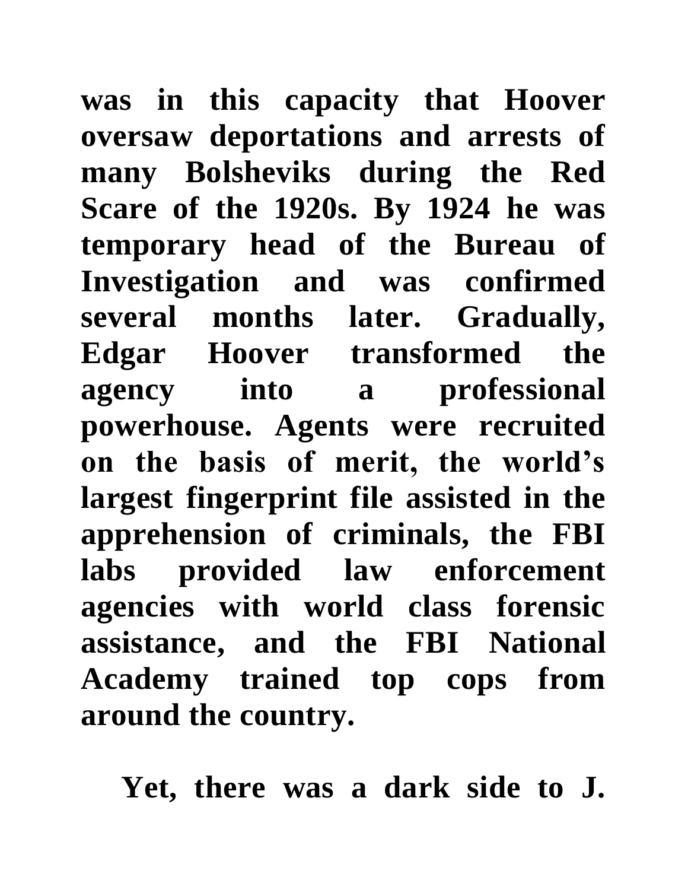was in this capacity that Hoover oversaw deportations and arrests of many Bolsheviks during the Red Scare of the 1920s. By 1924 he was temporary head of the Bureau of Investigation and was confirmed several months later. Gradually, Edgar Hoover transformed the agency into a professional powerhouse. Agents were recruited on the basis of merit, the world's largest fingerprint file assisted in the apprehension of criminals, the FBI labs provided law enforcement agencies with world class forensic assistance, and the FBI National Academy trained top cops from around the country.

Yet, there was a dark side to J.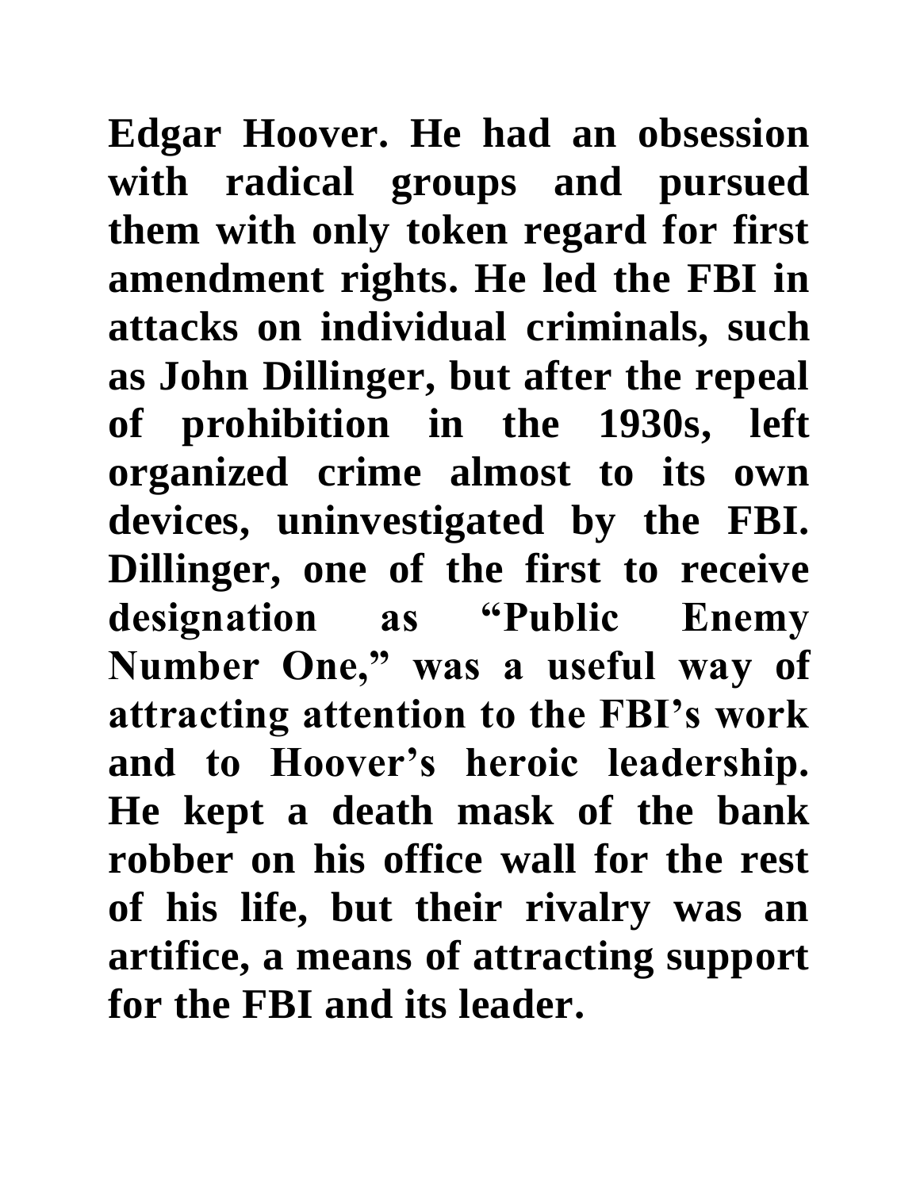Edgar Hoover. He had an obsession with radical groups and pursued them with only token regard for first amendment rights. He led the FBI in attacks on individual criminals, such as John Dillinger, but after the repeal of prohibition in the 1930s, left organized crime almost to its own devices, uninvestigated by the FBI. Dillinger, one of the first to receive designation as "Public Enemy Number One," was a useful way of attracting attention to the FBI's work and to Hoover's heroic leadership. He kept a death mask of the bank robber on his office wall for the rest of his life, but their rivalry was an artifice, a means of attracting support for the FBI and its leader.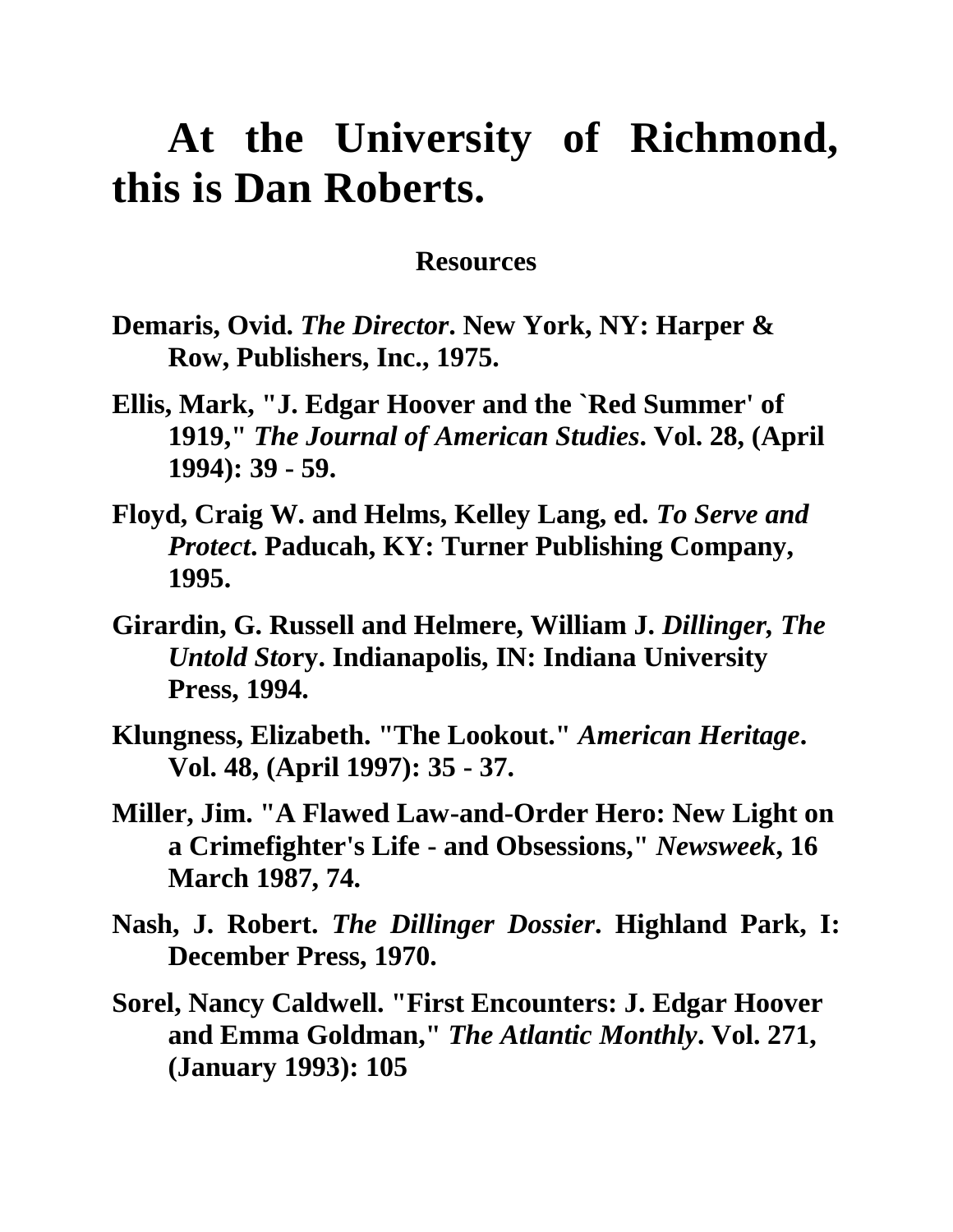**At the University of Richmond, this is Dan Roberts.**

**Resources**

**Demaris, Ovid. *The Director*. New York, NY: Harper & Row, Publishers, Inc., 1975.**

**Ellis, Mark, "J. Edgar Hoover and the `Red Summer' of 1919," *The Journal of American Studies*. Vol. 28, (April 1994): 39 - 59.**

**Floyd, Craig W. and Helms, Kelley Lang, ed. *To Serve and Protect*. Paducah, KY: Turner Publishing Company, 1995.**

**Girardin, G. Russell and Helmere, William J. *Dillinger, The Untold Sto*ry. Indianapolis, IN: Indiana University Press, 1994.**

**Klungness, Elizabeth. "The Lookout." *American Heritage*. Vol. 48, (April 1997): 35 - 37.**

**Miller, Jim. "A Flawed Law-and-Order Hero: New Light on a Crimefighter's Life - and Obsessions," *Newsweek*, 16 March 1987, 74.**

**Nash, J. Robert. *The Dillinger Dossier*. Highland Park, I: December Press, 1970.**

**Sorel, Nancy Caldwell. "First Encounters: J. Edgar Hoover and Emma Goldman," *The Atlantic Monthly*. Vol. 271, (January 1993): 105**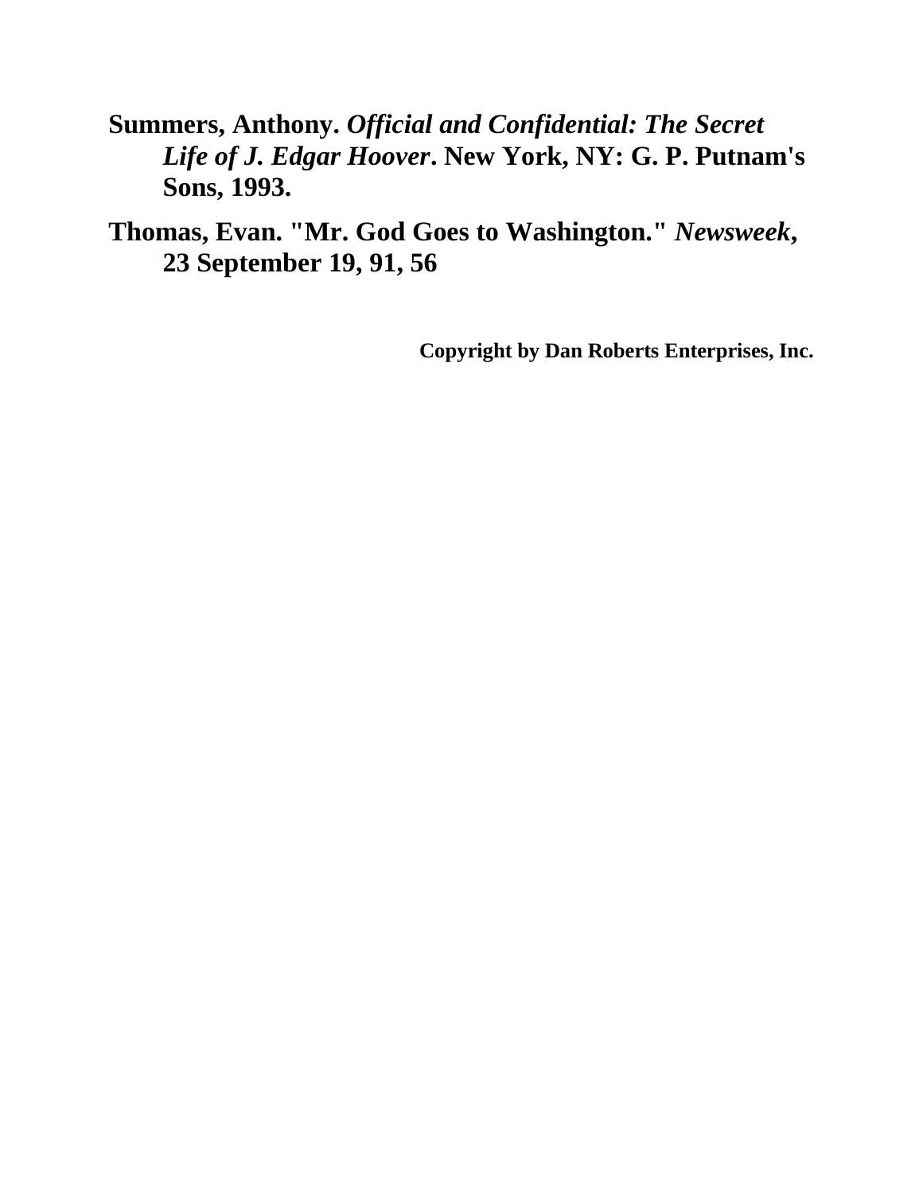**Summers, Anthony.** ***Official and Confidential: The Secret Life of J. Edgar Hoover*****. New York, NY: G. P. Putnam's Sons, 1993.**

**Thomas, Evan. "Mr. God Goes to Washington."** ***Newsweek*****, 23 September 19, 91, 56**

**Copyright by Dan Roberts Enterprises, Inc.**